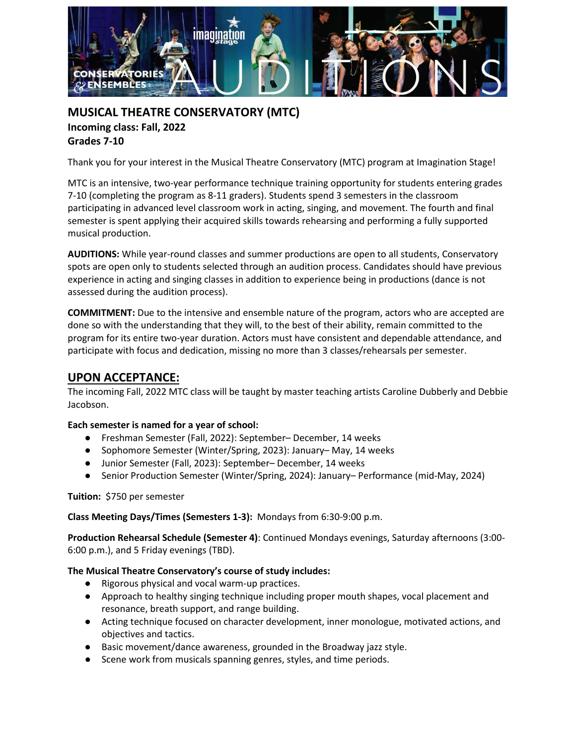# MUSICAL THEATRE CONSERVATORY (MTC)

**Incoming class: Fall, 2022**
**Grades 7-10**

Thank you for your interest in the Musical Theatre Conservatory (MTC) program at Imagination Stage!

MTC is an intensive, two-year performance technique training opportunity for students entering grades 7-10 (completing the program as 8-11 graders). Students spend 3 semesters in the classroom participating in advanced level classroom work in acting, singing, and movement. The fourth and final semester is spent applying their acquired skills towards rehearsing and performing a fully supported musical production.

**AUDITIONS:** While year-round classes and summer productions are open to all students, Conservatory spots are open only to students selected through an audition process. Candidates should have previous experience in acting and singing classes in addition to experience being in productions (dance is not assessed during the audition process).

**COMMITMENT:** Due to the intensive and ensemble nature of the program, actors who are accepted are done so with the understanding that they will, to the best of their ability, remain committed to the program for its entire two-year duration. Actors must have consistent and dependable attendance, and participate with focus and dedication, missing no more than 3 classes/rehearsals per semester.

## UPON ACCEPTANCE:

The incoming Fall, 2022 MTC class will be taught by master teaching artists Caroline Dubberly and Debbie Jacobson.

**Each semester is named for a year of school:**

- Freshman Semester (Fall, 2022): September– December, 14 weeks
- Sophomore Semester (Winter/Spring, 2023): January– May, 14 weeks
- Junior Semester (Fall, 2023): September– December, 14 weeks
- Senior Production Semester (Winter/Spring, 2024): January– Performance (mid-May, 2024)

**Tuition:** $750 per semester

**Class Meeting Days/Times (Semesters 1-3):** Mondays from 6:30-9:00 p.m.

**Production Rehearsal Schedule (Semester 4)**: Continued Mondays evenings, Saturday afternoons (3:00-6:00 p.m.), and 5 Friday evenings (TBD).

**The Musical Theatre Conservatory's course of study includes:**

- Rigorous physical and vocal warm-up practices.
- Approach to healthy singing technique including proper mouth shapes, vocal placement and resonance, breath support, and range building.
- Acting technique focused on character development, inner monologue, motivated actions, and objectives and tactics.
- Basic movement/dance awareness, grounded in the Broadway jazz style.
- Scene work from musicals spanning genres, styles, and time periods.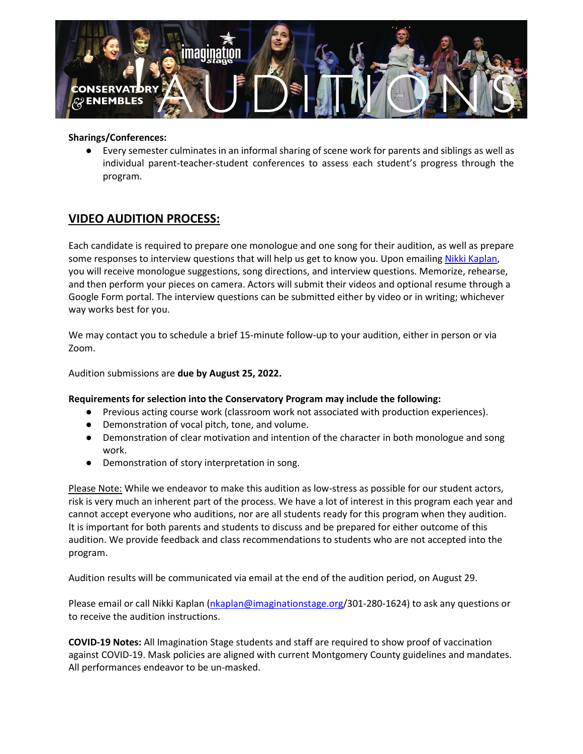**Sharings/Conferences:**

- Every semester culminates in an informal sharing of scene work for parents and siblings as well as individual parent-teacher-student conferences to assess each student's progress through the program.

## VIDEO AUDITION PROCESS:

Each candidate is required to prepare one monologue and one song for their audition, as well as prepare some responses to interview questions that will help us get to know you. Upon emailing Nikki Kaplan, you will receive monologue suggestions, song directions, and interview questions. Memorize, rehearse, and then perform your pieces on camera. Actors will submit their videos and optional resume through a Google Form portal. The interview questions can be submitted either by video or in writing; whichever way works best for you.

We may contact you to schedule a brief 15-minute follow-up to your audition, either in person or via Zoom.

Audition submissions are **due by August 25, 2022.**

**Requirements for selection into the Conservatory Program may include the following:**

- Previous acting course work (classroom work not associated with production experiences).
- Demonstration of vocal pitch, tone, and volume.
- Demonstration of clear motivation and intention of the character in both monologue and song work.
- Demonstration of story interpretation in song.

Please Note: While we endeavor to make this audition as low-stress as possible for our student actors, risk is very much an inherent part of the process. We have a lot of interest in this program each year and cannot accept everyone who auditions, nor are all students ready for this program when they audition. It is important for both parents and students to discuss and be prepared for either outcome of this audition. We provide feedback and class recommendations to students who are not accepted into the program.

Audition results will be communicated via email at the end of the audition period, on August 29.

Please email or call Nikki Kaplan (nkaplan@imaginationstage.org/301-280-1624) to ask any questions or to receive the audition instructions.

**COVID-19 Notes:** All Imagination Stage students and staff are required to show proof of vaccination against COVID-19. Mask policies are aligned with current Montgomery County guidelines and mandates. All performances endeavor to be un-masked.